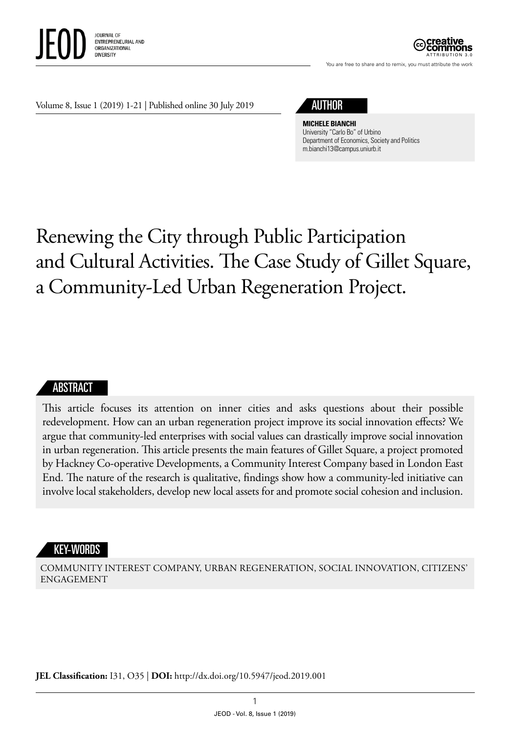## AUTHOR

**MICHELE BIANCHI**
University "Carlo Bo" of Urbino
Department of Economics, Society and Politics
m.bianchi13@campus.uniurb.it

# Renewing the City through Public Participation and Cultural Activities. The Case Study of Gillet Square, a Community-Led Urban Regeneration Project.

## ABSTRACT

This article focuses its attention on inner cities and asks questions about their possible redevelopment. How can an urban regeneration project improve its social innovation effects? We argue that community-led enterprises with social values can drastically improve social innovation in urban regeneration. This article presents the main features of Gillet Square, a project promoted by Hackney Co-operative Developments, a Community Interest Company based in London East End. The nature of the research is qualitative, findings show how a community-led initiative can involve local stakeholders, develop new local assets for and promote social cohesion and inclusion.

## KEY-WORDS

COMMUNITY INTEREST COMPANY, URBAN REGENERATION, SOCIAL INNOVATION, CITIZENS' ENGAGEMENT

**JEL Classification:** I31, O35 | **DOI:** http://dx.doi.org/10.5947/jeod.2019.001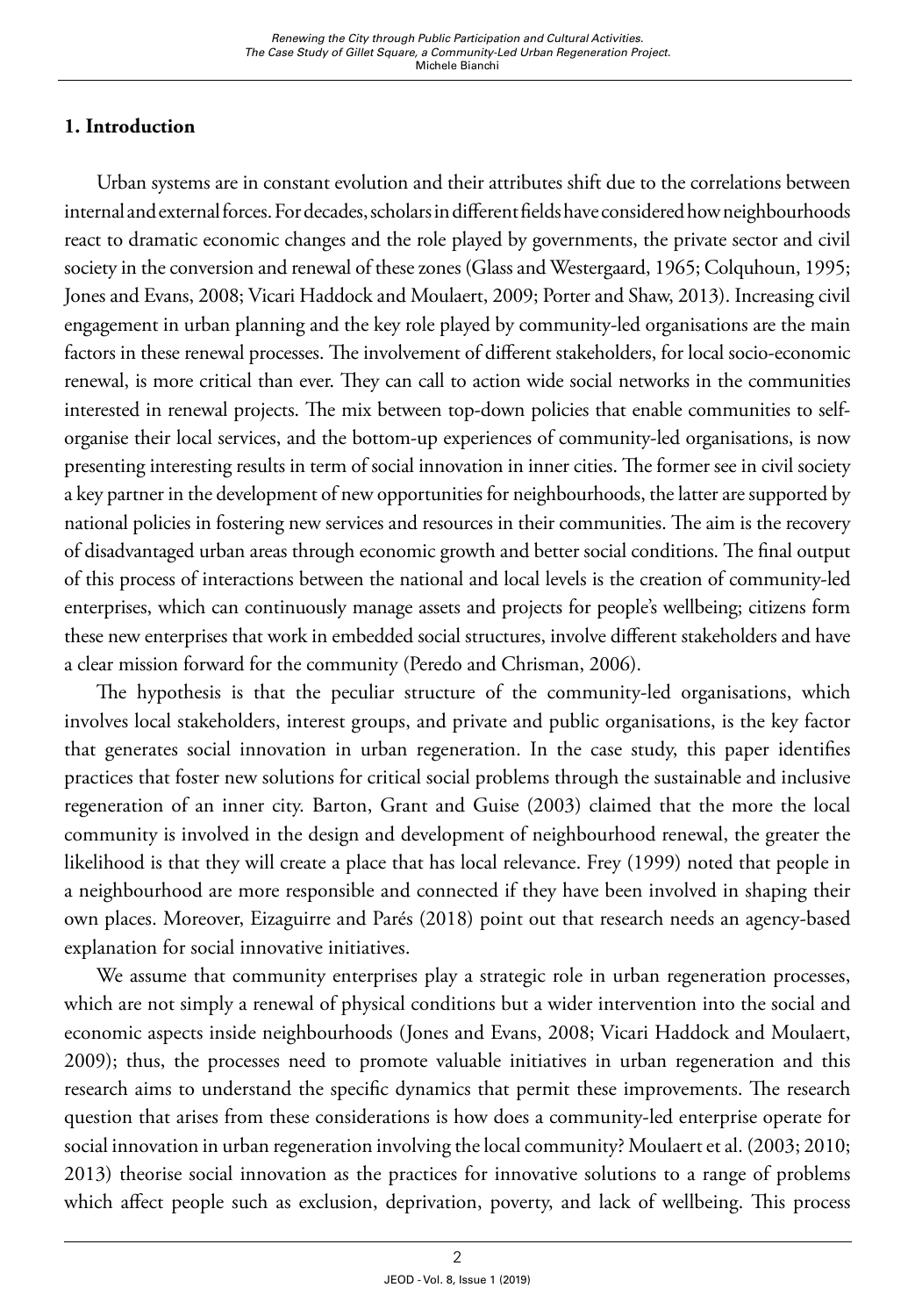## 1. Introduction

Urban systems are in constant evolution and their attributes shift due to the correlations between internal and external forces. For decades, scholars in different fields have considered how neighbourhoods react to dramatic economic changes and the role played by governments, the private sector and civil society in the conversion and renewal of these zones (Glass and Westergaard, 1965; Colquhoun, 1995; Jones and Evans, 2008; Vicari Haddock and Moulaert, 2009; Porter and Shaw, 2013). Increasing civil engagement in urban planning and the key role played by community-led organisations are the main factors in these renewal processes. The involvement of different stakeholders, for local socio-economic renewal, is more critical than ever. They can call to action wide social networks in the communities interested in renewal projects. The mix between top-down policies that enable communities to self-organise their local services, and the bottom-up experiences of community-led organisations, is now presenting interesting results in term of social innovation in inner cities. The former see in civil society a key partner in the development of new opportunities for neighbourhoods, the latter are supported by national policies in fostering new services and resources in their communities. The aim is the recovery of disadvantaged urban areas through economic growth and better social conditions. The final output of this process of interactions between the national and local levels is the creation of community-led enterprises, which can continuously manage assets and projects for people's wellbeing; citizens form these new enterprises that work in embedded social structures, involve different stakeholders and have a clear mission forward for the community (Peredo and Chrisman, 2006).

The hypothesis is that the peculiar structure of the community-led organisations, which involves local stakeholders, interest groups, and private and public organisations, is the key factor that generates social innovation in urban regeneration. In the case study, this paper identifies practices that foster new solutions for critical social problems through the sustainable and inclusive regeneration of an inner city. Barton, Grant and Guise (2003) claimed that the more the local community is involved in the design and development of neighbourhood renewal, the greater the likelihood is that they will create a place that has local relevance. Frey (1999) noted that people in a neighbourhood are more responsible and connected if they have been involved in shaping their own places. Moreover, Eizaguirre and Parés (2018) point out that research needs an agency-based explanation for social innovative initiatives.

We assume that community enterprises play a strategic role in urban regeneration processes, which are not simply a renewal of physical conditions but a wider intervention into the social and economic aspects inside neighbourhoods (Jones and Evans, 2008; Vicari Haddock and Moulaert, 2009); thus, the processes need to promote valuable initiatives in urban regeneration and this research aims to understand the specific dynamics that permit these improvements. The research question that arises from these considerations is how does a community-led enterprise operate for social innovation in urban regeneration involving the local community? Moulaert et al. (2003; 2010; 2013) theorise social innovation as the practices for innovative solutions to a range of problems which affect people such as exclusion, deprivation, poverty, and lack of wellbeing. This process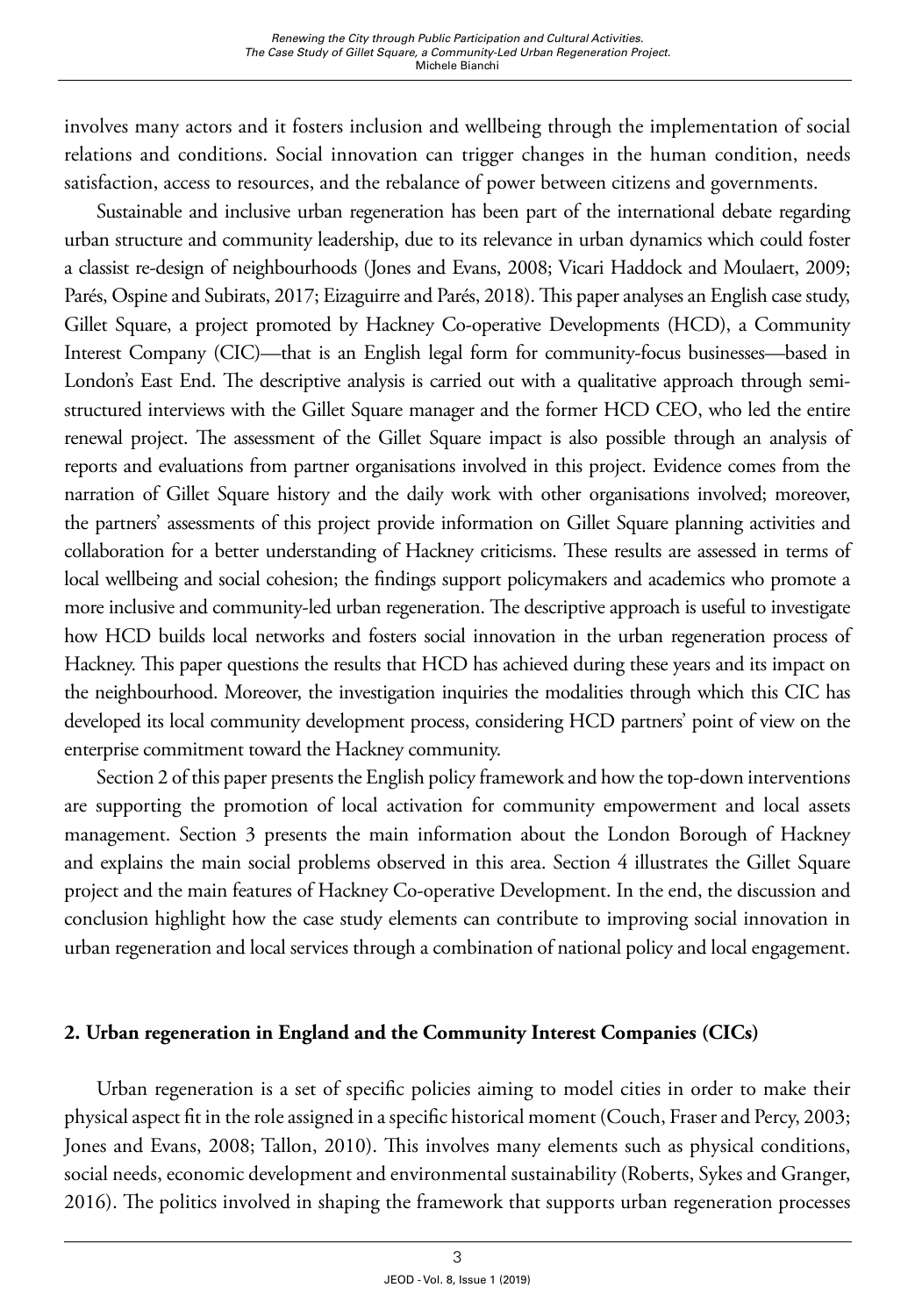involves many actors and it fosters inclusion and wellbeing through the implementation of social relations and conditions. Social innovation can trigger changes in the human condition, needs satisfaction, access to resources, and the rebalance of power between citizens and governments.

Sustainable and inclusive urban regeneration has been part of the international debate regarding urban structure and community leadership, due to its relevance in urban dynamics which could foster a classist re-design of neighbourhoods (Jones and Evans, 2008; Vicari Haddock and Moulaert, 2009; Parés, Ospine and Subirats, 2017; Eizaguirre and Parés, 2018). This paper analyses an English case study, Gillet Square, a project promoted by Hackney Co-operative Developments (HCD), a Community Interest Company (CIC)—that is an English legal form for community-focus businesses—based in London's East End. The descriptive analysis is carried out with a qualitative approach through semi-structured interviews with the Gillet Square manager and the former HCD CEO, who led the entire renewal project. The assessment of the Gillet Square impact is also possible through an analysis of reports and evaluations from partner organisations involved in this project. Evidence comes from the narration of Gillet Square history and the daily work with other organisations involved; moreover, the partners' assessments of this project provide information on Gillet Square planning activities and collaboration for a better understanding of Hackney criticisms. These results are assessed in terms of local wellbeing and social cohesion; the findings support policymakers and academics who promote a more inclusive and community-led urban regeneration. The descriptive approach is useful to investigate how HCD builds local networks and fosters social innovation in the urban regeneration process of Hackney. This paper questions the results that HCD has achieved during these years and its impact on the neighbourhood. Moreover, the investigation inquiries the modalities through which this CIC has developed its local community development process, considering HCD partners' point of view on the enterprise commitment toward the Hackney community.

Section 2 of this paper presents the English policy framework and how the top-down interventions are supporting the promotion of local activation for community empowerment and local assets management. Section 3 presents the main information about the London Borough of Hackney and explains the main social problems observed in this area. Section 4 illustrates the Gillet Square project and the main features of Hackney Co-operative Development. In the end, the discussion and conclusion highlight how the case study elements can contribute to improving social innovation in urban regeneration and local services through a combination of national policy and local engagement.

## 2. Urban regeneration in England and the Community Interest Companies (CICs)

Urban regeneration is a set of specific policies aiming to model cities in order to make their physical aspect fit in the role assigned in a specific historical moment (Couch, Fraser and Percy, 2003; Jones and Evans, 2008; Tallon, 2010). This involves many elements such as physical conditions, social needs, economic development and environmental sustainability (Roberts, Sykes and Granger, 2016). The politics involved in shaping the framework that supports urban regeneration processes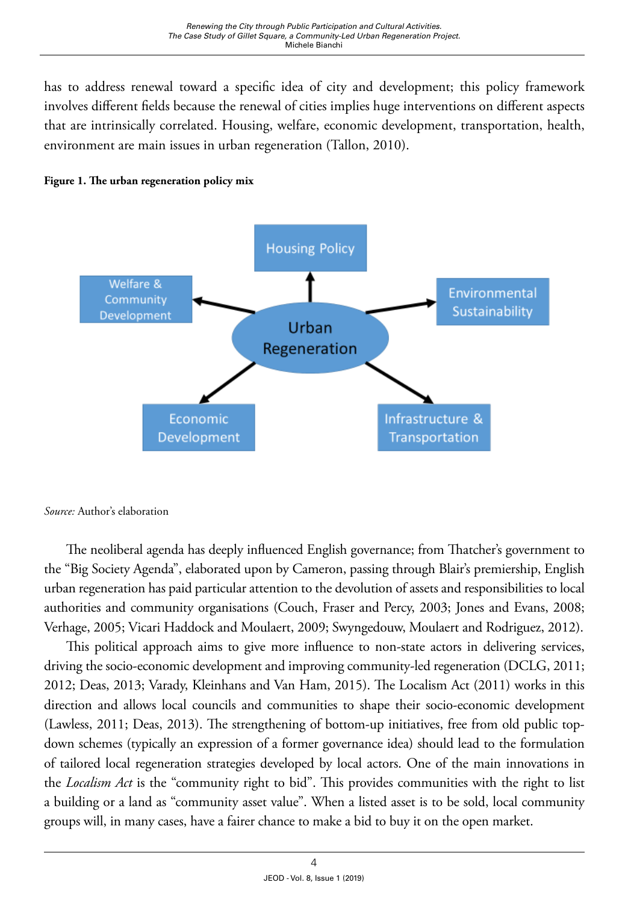has to address renewal toward a specific idea of city and development; this policy framework involves different fields because the renewal of cities implies huge interventions on different aspects that are intrinsically correlated. Housing, welfare, economic development, transportation, health, environment are main issues in urban regeneration (Tallon, 2010).

**Figure 1. The urban regeneration policy mix**

*Source:* Author's elaboration

The neoliberal agenda has deeply influenced English governance; from Thatcher's government to the "Big Society Agenda", elaborated upon by Cameron, passing through Blair's premiership, English urban regeneration has paid particular attention to the devolution of assets and responsibilities to local authorities and community organisations (Couch, Fraser and Percy, 2003; Jones and Evans, 2008; Verhage, 2005; Vicari Haddock and Moulaert, 2009; Swyngedouw, Moulaert and Rodriguez, 2012).

This political approach aims to give more influence to non-state actors in delivering services, driving the socio-economic development and improving community-led regeneration (DCLG, 2011; 2012; Deas, 2013; Varady, Kleinhans and Van Ham, 2015). The Localism Act (2011) works in this direction and allows local councils and communities to shape their socio-economic development (Lawless, 2011; Deas, 2013). The strengthening of bottom-up initiatives, free from old public top-down schemes (typically an expression of a former governance idea) should lead to the formulation of tailored local regeneration strategies developed by local actors. One of the main innovations in the *Localism Act* is the "community right to bid". This provides communities with the right to list a building or a land as "community asset value". When a listed asset is to be sold, local community groups will, in many cases, have a fairer chance to make a bid to buy it on the open market.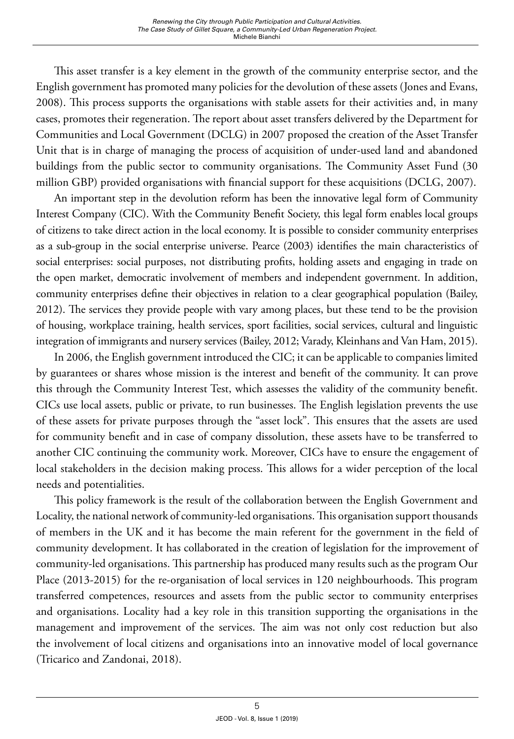This asset transfer is a key element in the growth of the community enterprise sector, and the English government has promoted many policies for the devolution of these assets (Jones and Evans, 2008). This process supports the organisations with stable assets for their activities and, in many cases, promotes their regeneration. The report about asset transfers delivered by the Department for Communities and Local Government (DCLG) in 2007 proposed the creation of the Asset Transfer Unit that is in charge of managing the process of acquisition of under-used land and abandoned buildings from the public sector to community organisations. The Community Asset Fund (30 million GBP) provided organisations with financial support for these acquisitions (DCLG, 2007).

An important step in the devolution reform has been the innovative legal form of Community Interest Company (CIC). With the Community Benefit Society, this legal form enables local groups of citizens to take direct action in the local economy. It is possible to consider community enterprises as a sub-group in the social enterprise universe. Pearce (2003) identifies the main characteristics of social enterprises: social purposes, not distributing profits, holding assets and engaging in trade on the open market, democratic involvement of members and independent government. In addition, community enterprises define their objectives in relation to a clear geographical population (Bailey, 2012). The services they provide people with vary among places, but these tend to be the provision of housing, workplace training, health services, sport facilities, social services, cultural and linguistic integration of immigrants and nursery services (Bailey, 2012; Varady, Kleinhans and Van Ham, 2015).

In 2006, the English government introduced the CIC; it can be applicable to companies limited by guarantees or shares whose mission is the interest and benefit of the community. It can prove this through the Community Interest Test, which assesses the validity of the community benefit. CICs use local assets, public or private, to run businesses. The English legislation prevents the use of these assets for private purposes through the "asset lock". This ensures that the assets are used for community benefit and in case of company dissolution, these assets have to be transferred to another CIC continuing the community work. Moreover, CICs have to ensure the engagement of local stakeholders in the decision making process. This allows for a wider perception of the local needs and potentialities.

This policy framework is the result of the collaboration between the English Government and Locality, the national network of community-led organisations. This organisation support thousands of members in the UK and it has become the main referent for the government in the field of community development. It has collaborated in the creation of legislation for the improvement of community-led organisations. This partnership has produced many results such as the program Our Place (2013-2015) for the re-organisation of local services in 120 neighbourhoods. This program transferred competences, resources and assets from the public sector to community enterprises and organisations. Locality had a key role in this transition supporting the organisations in the management and improvement of the services. The aim was not only cost reduction but also the involvement of local citizens and organisations into an innovative model of local governance (Tricarico and Zandonai, 2018).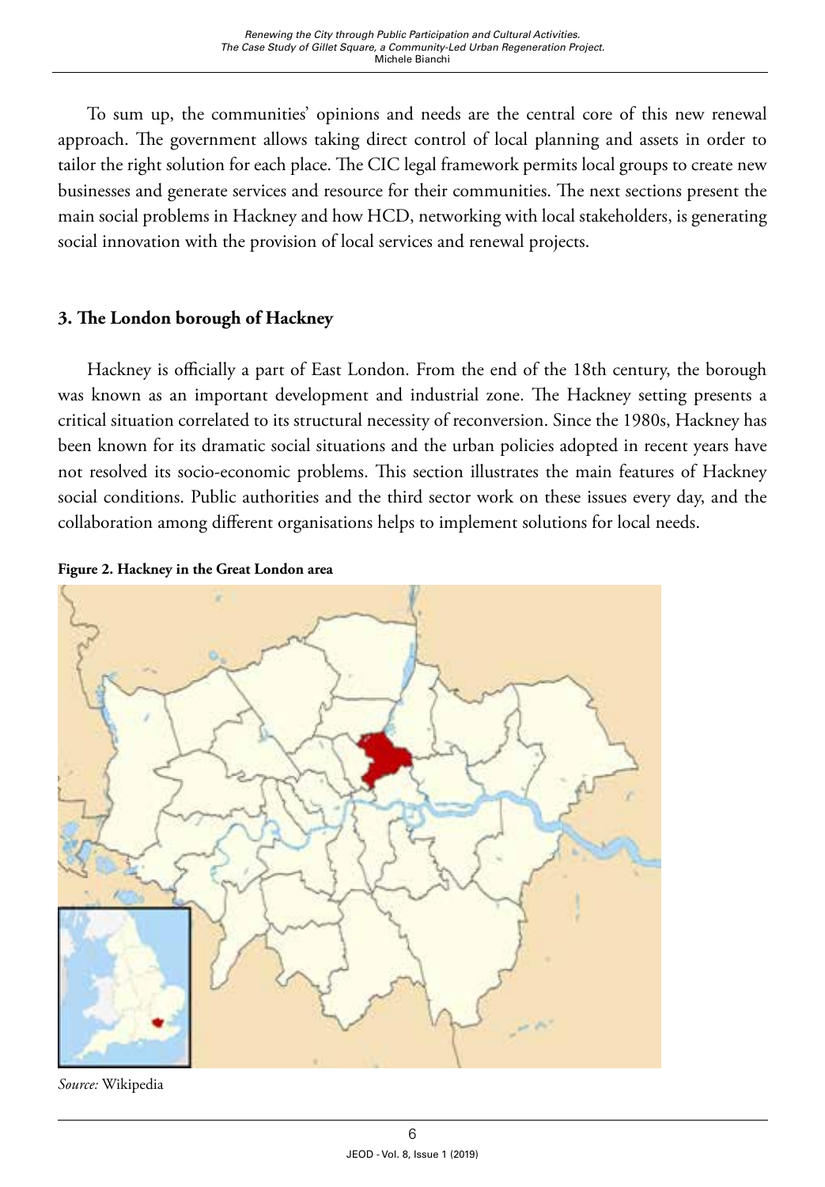To sum up, the communities' opinions and needs are the central core of this new renewal approach. The government allows taking direct control of local planning and assets in order to tailor the right solution for each place. The CIC legal framework permits local groups to create new businesses and generate services and resource for their communities. The next sections present the main social problems in Hackney and how HCD, networking with local stakeholders, is generating social innovation with the provision of local services and renewal projects.

## 3. The London borough of Hackney

Hackney is officially a part of East London. From the end of the 18th century, the borough was known as an important development and industrial zone. The Hackney setting presents a critical situation correlated to its structural necessity of reconversion. Since the 1980s, Hackney has been known for its dramatic social situations and the urban policies adopted in recent years have not resolved its socio-economic problems. This section illustrates the main features of Hackney social conditions. Public authorities and the third sector work on these issues every day, and the collaboration among different organisations helps to implement solutions for local needs.

**Figure 2. Hackney in the Great London area**

*Source:* Wikipedia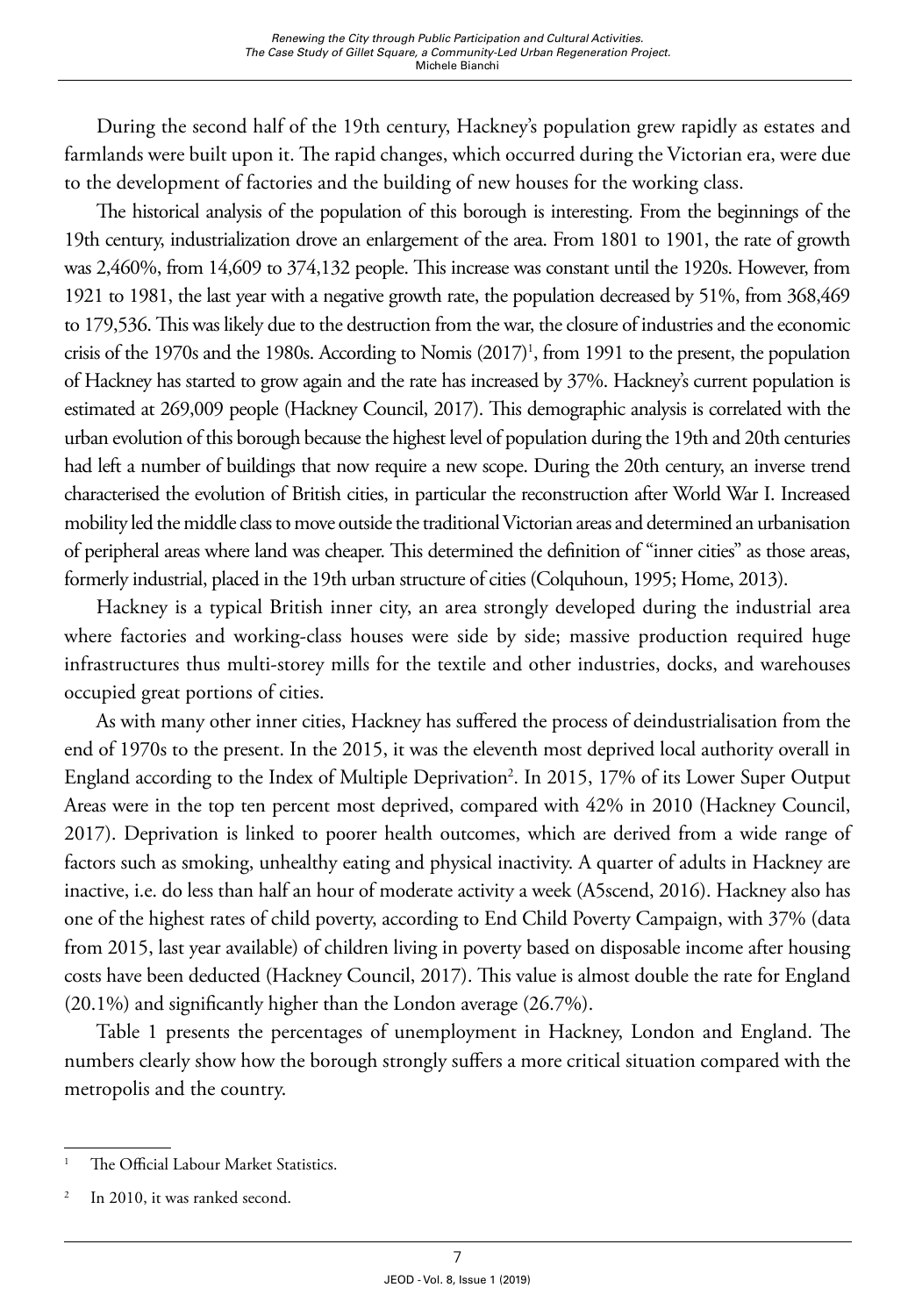During the second half of the 19th century, Hackney's population grew rapidly as estates and farmlands were built upon it. The rapid changes, which occurred during the Victorian era, were due to the development of factories and the building of new houses for the working class.

The historical analysis of the population of this borough is interesting. From the beginnings of the 19th century, industrialization drove an enlargement of the area. From 1801 to 1901, the rate of growth was 2,460%, from 14,609 to 374,132 people. This increase was constant until the 1920s. However, from 1921 to 1981, the last year with a negative growth rate, the population decreased by 51%, from 368,469 to 179,536. This was likely due to the destruction from the war, the closure of industries and the economic crisis of the 1970s and the 1980s. According to Nomis (2017)[1], from 1991 to the present, the population of Hackney has started to grow again and the rate has increased by 37%. Hackney's current population is estimated at 269,009 people (Hackney Council, 2017). This demographic analysis is correlated with the urban evolution of this borough because the highest level of population during the 19th and 20th centuries had left a number of buildings that now require a new scope. During the 20th century, an inverse trend characterised the evolution of British cities, in particular the reconstruction after World War I. Increased mobility led the middle class to move outside the traditional Victorian areas and determined an urbanisation of peripheral areas where land was cheaper. This determined the definition of "inner cities" as those areas, formerly industrial, placed in the 19th urban structure of cities (Colquhoun, 1995; Home, 2013).

Hackney is a typical British inner city, an area strongly developed during the industrial area where factories and working-class houses were side by side; massive production required huge infrastructures thus multi-storey mills for the textile and other industries, docks, and warehouses occupied great portions of cities.

As with many other inner cities, Hackney has suffered the process of deindustrialisation from the end of 1970s to the present. In the 2015, it was the eleventh most deprived local authority overall in England according to the Index of Multiple Deprivation[2]. In 2015, 17% of its Lower Super Output Areas were in the top ten percent most deprived, compared with 42% in 2010 (Hackney Council, 2017). Deprivation is linked to poorer health outcomes, which are derived from a wide range of factors such as smoking, unhealthy eating and physical inactivity. A quarter of adults in Hackney are inactive, i.e. do less than half an hour of moderate activity a week (A5scend, 2016). Hackney also has one of the highest rates of child poverty, according to End Child Poverty Campaign, with 37% (data from 2015, last year available) of children living in poverty based on disposable income after housing costs have been deducted (Hackney Council, 2017). This value is almost double the rate for England (20.1%) and significantly higher than the London average (26.7%).

Table 1 presents the percentages of unemployment in Hackney, London and England. The numbers clearly show how the borough strongly suffers a more critical situation compared with the metropolis and the country.

---

[1] The Official Labour Market Statistics.

[2] In 2010, it was ranked second.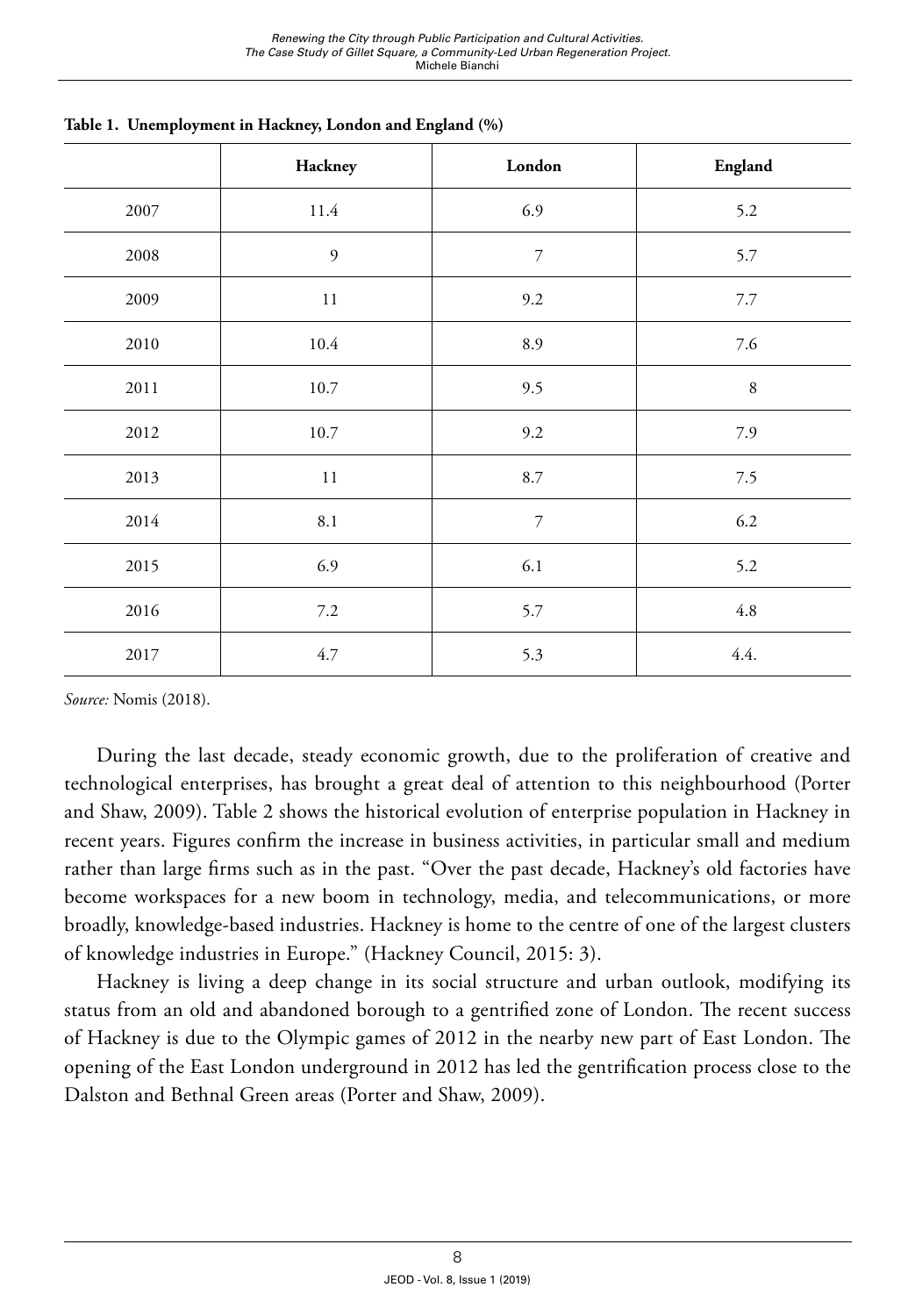**Table 1. Unemployment in Hackney, London and England (%)**

| | Hackney | London | England |
|---|---|---|---|
| 2007 | 11.4 | 6.9 | 5.2 |
| 2008 | 9 | 7 | 5.7 |
| 2009 | 11 | 9.2 | 7.7 |
| 2010 | 10.4 | 8.9 | 7.6 |
| 2011 | 10.7 | 9.5 | 8 |
| 2012 | 10.7 | 9.2 | 7.9 |
| 2013 | 11 | 8.7 | 7.5 |
| 2014 | 8.1 | 7 | 6.2 |
| 2015 | 6.9 | 6.1 | 5.2 |
| 2016 | 7.2 | 5.7 | 4.8 |
| 2017 | 4.7 | 5.3 | 4.4. |

*Source:* Nomis (2018).

During the last decade, steady economic growth, due to the proliferation of creative and technological enterprises, has brought a great deal of attention to this neighbourhood (Porter and Shaw, 2009). Table 2 shows the historical evolution of enterprise population in Hackney in recent years. Figures confirm the increase in business activities, in particular small and medium rather than large firms such as in the past. "Over the past decade, Hackney's old factories have become workspaces for a new boom in technology, media, and telecommunications, or more broadly, knowledge-based industries. Hackney is home to the centre of one of the largest clusters of knowledge industries in Europe." (Hackney Council, 2015: 3).

Hackney is living a deep change in its social structure and urban outlook, modifying its status from an old and abandoned borough to a gentrified zone of London. The recent success of Hackney is due to the Olympic games of 2012 in the nearby new part of East London. The opening of the East London underground in 2012 has led the gentrification process close to the Dalston and Bethnal Green areas (Porter and Shaw, 2009).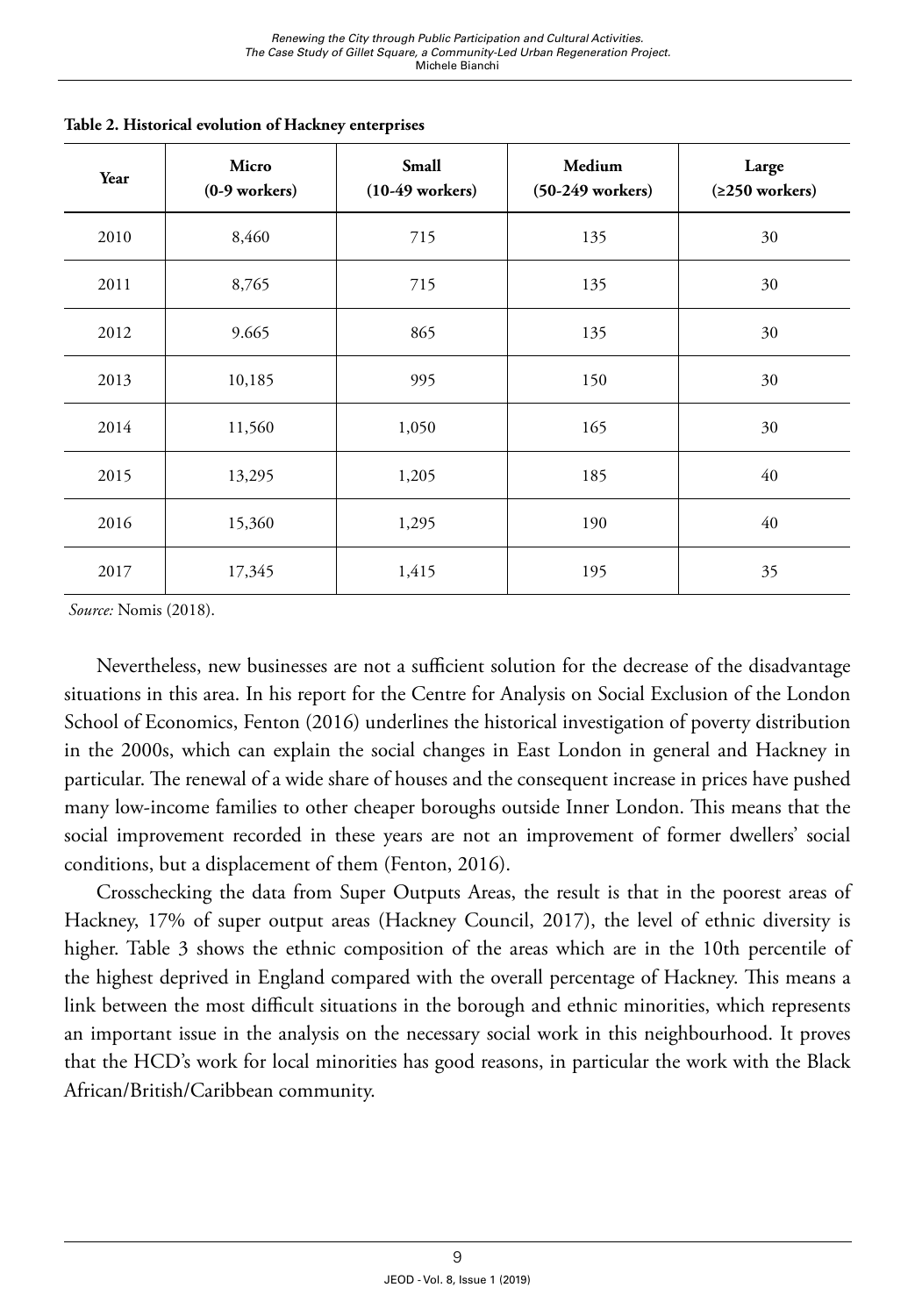**Table 2. Historical evolution of Hackney enterprises**

| Year | Micro (0-9 workers) | Small (10-49 workers) | Medium (50-249 workers) | Large (≥250 workers) |
|---|---|---|---|---|
| 2010 | 8,460 | 715 | 135 | 30 |
| 2011 | 8,765 | 715 | 135 | 30 |
| 2012 | 9.665 | 865 | 135 | 30 |
| 2013 | 10,185 | 995 | 150 | 30 |
| 2014 | 11,560 | 1,050 | 165 | 30 |
| 2015 | 13,295 | 1,205 | 185 | 40 |
| 2016 | 15,360 | 1,295 | 190 | 40 |
| 2017 | 17,345 | 1,415 | 195 | 35 |

*Source:* Nomis (2018).

Nevertheless, new businesses are not a sufficient solution for the decrease of the disadvantage situations in this area. In his report for the Centre for Analysis on Social Exclusion of the London School of Economics, Fenton (2016) underlines the historical investigation of poverty distribution in the 2000s, which can explain the social changes in East London in general and Hackney in particular. The renewal of a wide share of houses and the consequent increase in prices have pushed many low-income families to other cheaper boroughs outside Inner London. This means that the social improvement recorded in these years are not an improvement of former dwellers' social conditions, but a displacement of them (Fenton, 2016).

Crosschecking the data from Super Outputs Areas, the result is that in the poorest areas of Hackney, 17% of super output areas (Hackney Council, 2017), the level of ethnic diversity is higher. Table 3 shows the ethnic composition of the areas which are in the 10th percentile of the highest deprived in England compared with the overall percentage of Hackney. This means a link between the most difficult situations in the borough and ethnic minorities, which represents an important issue in the analysis on the necessary social work in this neighbourhood. It proves that the HCD's work for local minorities has good reasons, in particular the work with the Black African/British/Caribbean community.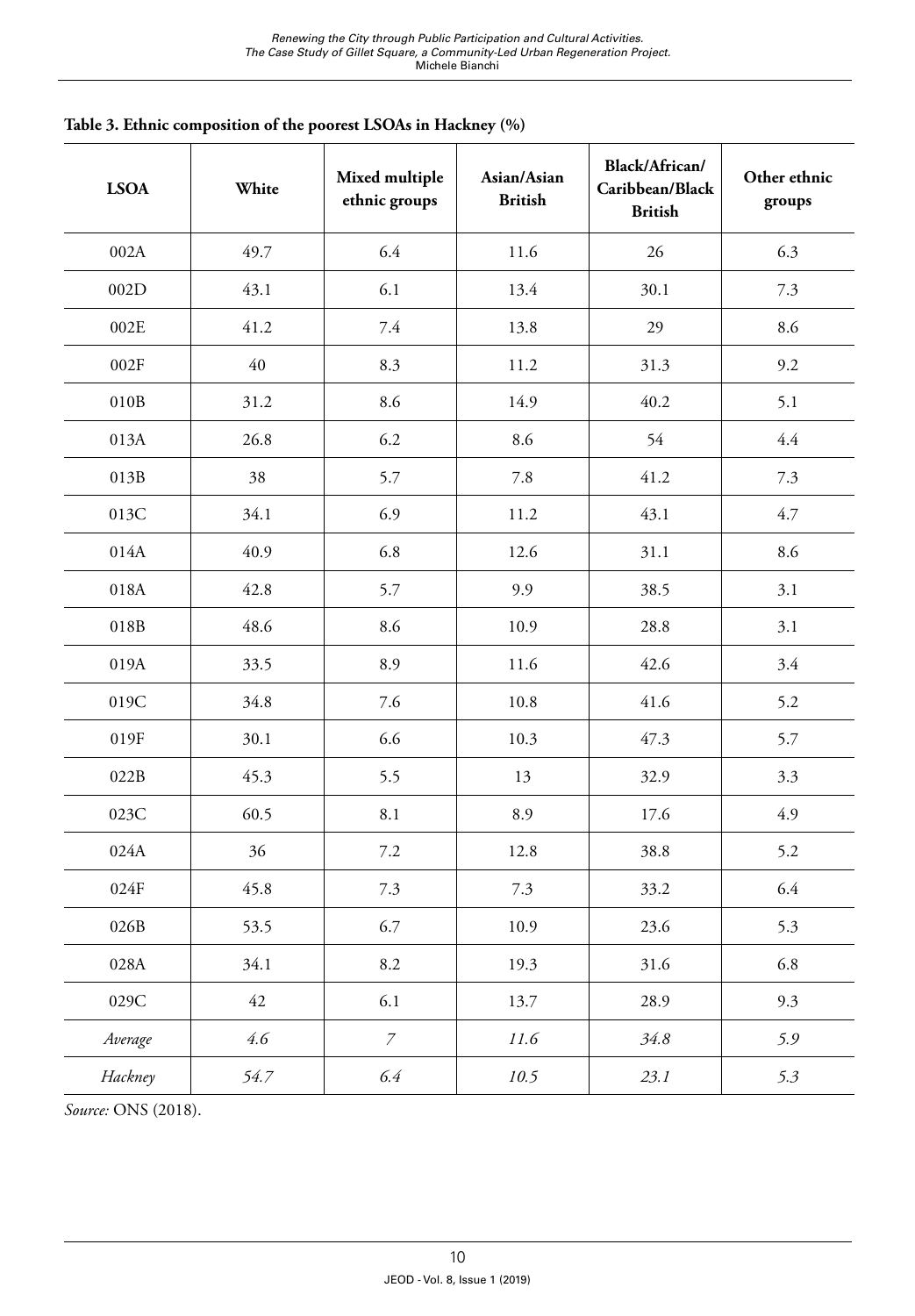**Table 3. Ethnic composition of the poorest LSOAs in Hackney (%)**

| LSOA | White | Mixed multiple ethnic groups | Asian/Asian British | Black/African/ Caribbean/Black British | Other ethnic groups |
|---|---|---|---|---|---|
| 002A | 49.7 | 6.4 | 11.6 | 26 | 6.3 |
| 002D | 43.1 | 6.1 | 13.4 | 30.1 | 7.3 |
| 002E | 41.2 | 7.4 | 13.8 | 29 | 8.6 |
| 002F | 40 | 8.3 | 11.2 | 31.3 | 9.2 |
| 010B | 31.2 | 8.6 | 14.9 | 40.2 | 5.1 |
| 013A | 26.8 | 6.2 | 8.6 | 54 | 4.4 |
| 013B | 38 | 5.7 | 7.8 | 41.2 | 7.3 |
| 013C | 34.1 | 6.9 | 11.2 | 43.1 | 4.7 |
| 014A | 40.9 | 6.8 | 12.6 | 31.1 | 8.6 |
| 018A | 42.8 | 5.7 | 9.9 | 38.5 | 3.1 |
| 018B | 48.6 | 8.6 | 10.9 | 28.8 | 3.1 |
| 019A | 33.5 | 8.9 | 11.6 | 42.6 | 3.4 |
| 019C | 34.8 | 7.6 | 10.8 | 41.6 | 5.2 |
| 019F | 30.1 | 6.6 | 10.3 | 47.3 | 5.7 |
| 022B | 45.3 | 5.5 | 13 | 32.9 | 3.3 |
| 023C | 60.5 | 8.1 | 8.9 | 17.6 | 4.9 |
| 024A | 36 | 7.2 | 12.8 | 38.8 | 5.2 |
| 024F | 45.8 | 7.3 | 7.3 | 33.2 | 6.4 |
| 026B | 53.5 | 6.7 | 10.9 | 23.6 | 5.3 |
| 028A | 34.1 | 8.2 | 19.3 | 31.6 | 6.8 |
| 029C | 42 | 6.1 | 13.7 | 28.9 | 9.3 |
| *Average* | *4.6* | *7* | *11.6* | *34.8* | *5.9* |
| *Hackney* | *54.7* | *6.4* | *10.5* | *23.1* | *5.3* |

*Source:* ONS (2018).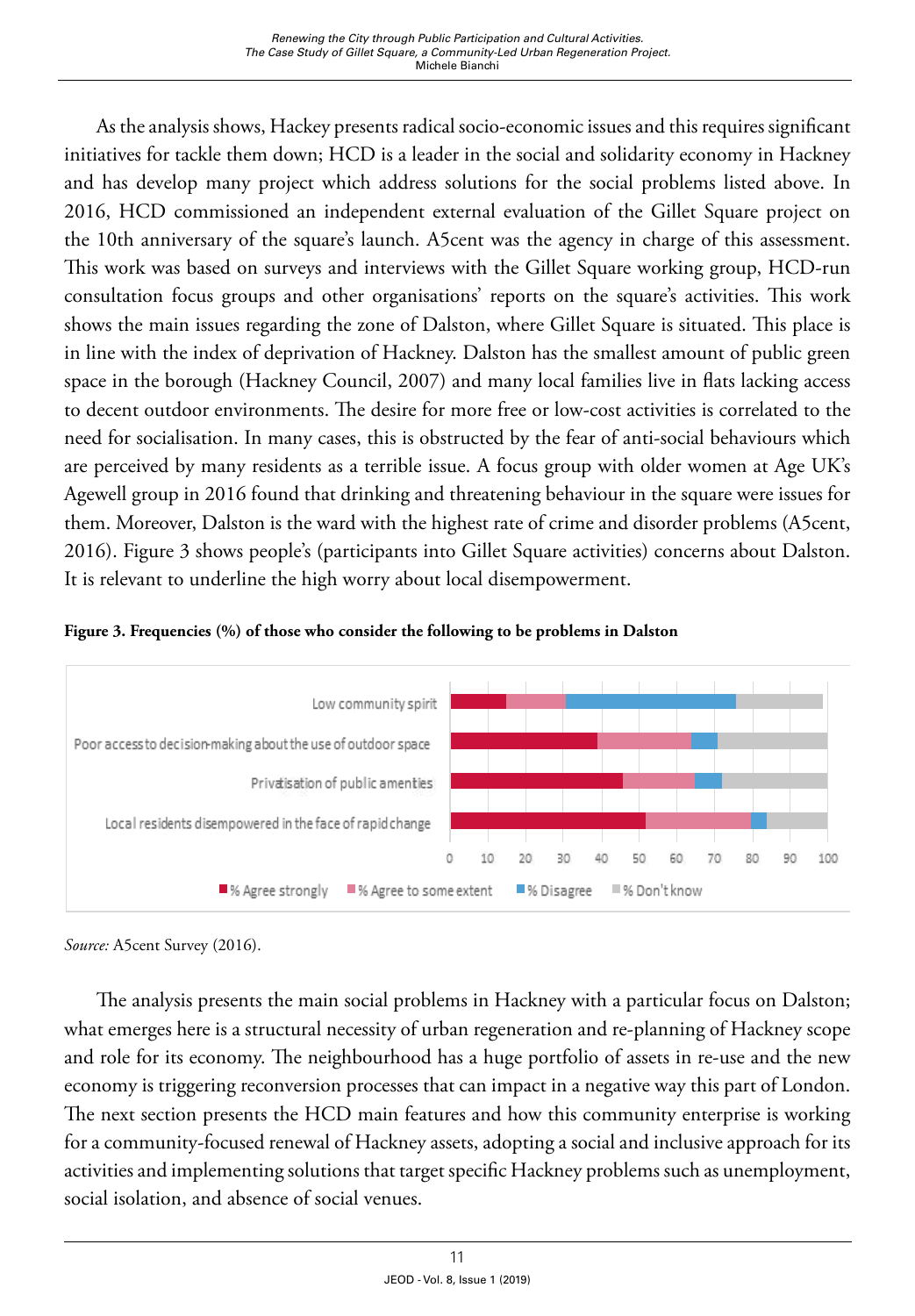As the analysis shows, Hackey presents radical socio-economic issues and this requires significant initiatives for tackle them down; HCD is a leader in the social and solidarity economy in Hackney and has develop many project which address solutions for the social problems listed above. In 2016, HCD commissioned an independent external evaluation of the Gillet Square project on the 10th anniversary of the square's launch. A5cent was the agency in charge of this assessment. This work was based on surveys and interviews with the Gillet Square working group, HCD-run consultation focus groups and other organisations' reports on the square's activities. This work shows the main issues regarding the zone of Dalston, where Gillet Square is situated. This place is in line with the index of deprivation of Hackney. Dalston has the smallest amount of public green space in the borough (Hackney Council, 2007) and many local families live in flats lacking access to decent outdoor environments. The desire for more free or low-cost activities is correlated to the need for socialisation. In many cases, this is obstructed by the fear of anti-social behaviours which are perceived by many residents as a terrible issue. A focus group with older women at Age UK's Agewell group in 2016 found that drinking and threatening behaviour in the square were issues for them. Moreover, Dalston is the ward with the highest rate of crime and disorder problems (A5cent, 2016). Figure 3 shows people's (participants into Gillet Square activities) concerns about Dalston. It is relevant to underline the high worry about local disempowerment.

**Figure 3. Frequencies (%) of those who consider the following to be problems in Dalston**

*Source:* A5cent Survey (2016).

The analysis presents the main social problems in Hackney with a particular focus on Dalston; what emerges here is a structural necessity of urban regeneration and re-planning of Hackney scope and role for its economy. The neighbourhood has a huge portfolio of assets in re-use and the new economy is triggering reconversion processes that can impact in a negative way this part of London. The next section presents the HCD main features and how this community enterprise is working for a community-focused renewal of Hackney assets, adopting a social and inclusive approach for its activities and implementing solutions that target specific Hackney problems such as unemployment, social isolation, and absence of social venues.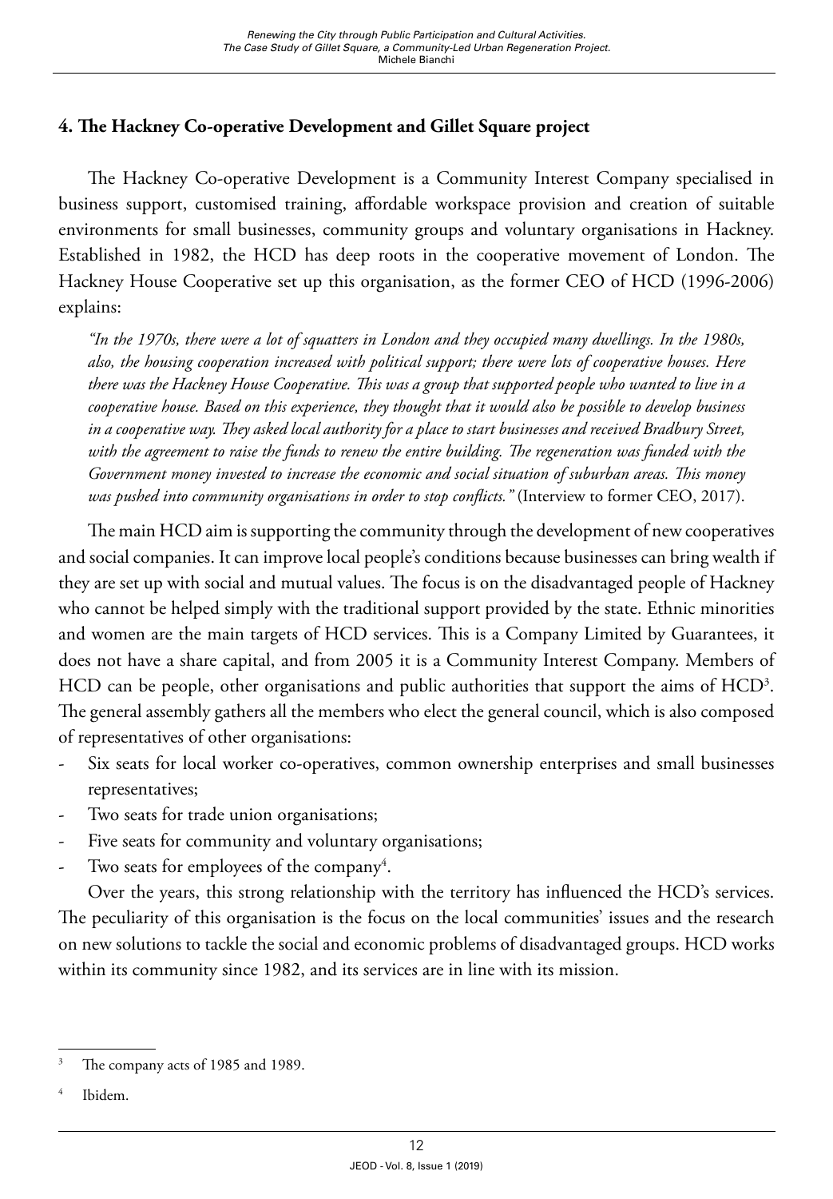## 4. The Hackney Co-operative Development and Gillet Square project

The Hackney Co-operative Development is a Community Interest Company specialised in business support, customised training, affordable workspace provision and creation of suitable environments for small businesses, community groups and voluntary organisations in Hackney. Established in 1982, the HCD has deep roots in the cooperative movement of London. The Hackney House Cooperative set up this organisation, as the former CEO of HCD (1996-2006) explains:

*"In the 1970s, there were a lot of squatters in London and they occupied many dwellings. In the 1980s, also, the housing cooperation increased with political support; there were lots of cooperative houses. Here there was the Hackney House Cooperative. This was a group that supported people who wanted to live in a cooperative house. Based on this experience, they thought that it would also be possible to develop business in a cooperative way. They asked local authority for a place to start businesses and received Bradbury Street, with the agreement to raise the funds to renew the entire building. The regeneration was funded with the Government money invested to increase the economic and social situation of suburban areas. This money was pushed into community organisations in order to stop conflicts."* (Interview to former CEO, 2017).

The main HCD aim is supporting the community through the development of new cooperatives and social companies. It can improve local people's conditions because businesses can bring wealth if they are set up with social and mutual values. The focus is on the disadvantaged people of Hackney who cannot be helped simply with the traditional support provided by the state. Ethnic minorities and women are the main targets of HCD services. This is a Company Limited by Guarantees, it does not have a share capital, and from 2005 it is a Community Interest Company. Members of HCD can be people, other organisations and public authorities that support the aims of HCD[3]. The general assembly gathers all the members who elect the general council, which is also composed of representatives of other organisations:

- Six seats for local worker co-operatives, common ownership enterprises and small businesses representatives;
- Two seats for trade union organisations;
- Five seats for community and voluntary organisations;
- Two seats for employees of the company[4].

Over the years, this strong relationship with the territory has influenced the HCD's services. The peculiarity of this organisation is the focus on the local communities' issues and the research on new solutions to tackle the social and economic problems of disadvantaged groups. HCD works within its community since 1982, and its services are in line with its mission.

---

[3] The company acts of 1985 and 1989.

[4] Ibidem.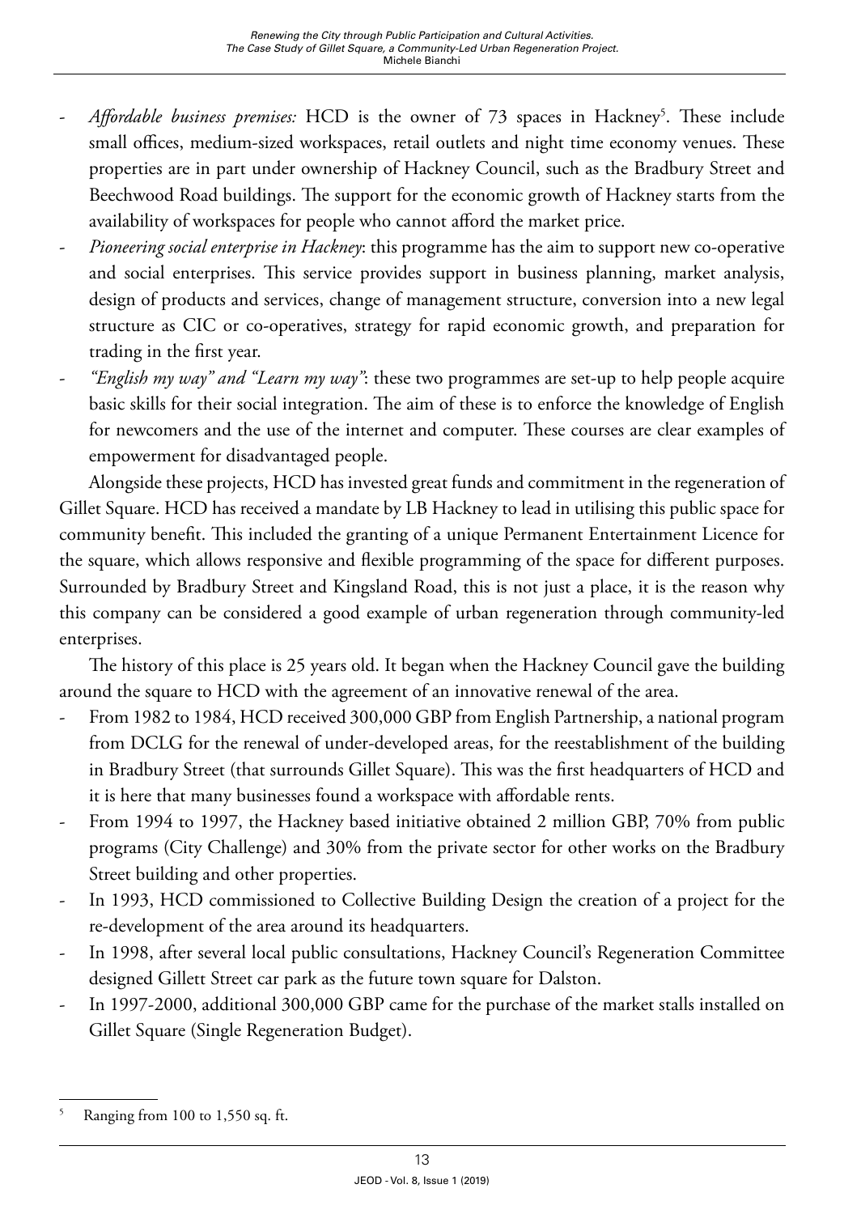- *Affordable business premises:* HCD is the owner of 73 spaces in Hackney[5]. These include small offices, medium-sized workspaces, retail outlets and night time economy venues. These properties are in part under ownership of Hackney Council, such as the Bradbury Street and Beechwood Road buildings. The support for the economic growth of Hackney starts from the availability of workspaces for people who cannot afford the market price.
- *Pioneering social enterprise in Hackney*: this programme has the aim to support new co-operative and social enterprises. This service provides support in business planning, market analysis, design of products and services, change of management structure, conversion into a new legal structure as CIC or co-operatives, strategy for rapid economic growth, and preparation for trading in the first year.
- *"English my way" and "Learn my way"*: these two programmes are set-up to help people acquire basic skills for their social integration. The aim of these is to enforce the knowledge of English for newcomers and the use of the internet and computer. These courses are clear examples of empowerment for disadvantaged people.

Alongside these projects, HCD has invested great funds and commitment in the regeneration of Gillet Square. HCD has received a mandate by LB Hackney to lead in utilising this public space for community benefit. This included the granting of a unique Permanent Entertainment Licence for the square, which allows responsive and flexible programming of the space for different purposes. Surrounded by Bradbury Street and Kingsland Road, this is not just a place, it is the reason why this company can be considered a good example of urban regeneration through community-led enterprises.

The history of this place is 25 years old. It began when the Hackney Council gave the building around the square to HCD with the agreement of an innovative renewal of the area.

- From 1982 to 1984, HCD received 300,000 GBP from English Partnership, a national program from DCLG for the renewal of under-developed areas, for the reestablishment of the building in Bradbury Street (that surrounds Gillet Square). This was the first headquarters of HCD and it is here that many businesses found a workspace with affordable rents.
- From 1994 to 1997, the Hackney based initiative obtained 2 million GBP, 70% from public programs (City Challenge) and 30% from the private sector for other works on the Bradbury Street building and other properties.
- In 1993, HCD commissioned to Collective Building Design the creation of a project for the re-development of the area around its headquarters.
- In 1998, after several local public consultations, Hackney Council's Regeneration Committee designed Gillett Street car park as the future town square for Dalston.
- In 1997-2000, additional 300,000 GBP came for the purchase of the market stalls installed on Gillet Square (Single Regeneration Budget).

[5] Ranging from 100 to 1,550 sq. ft.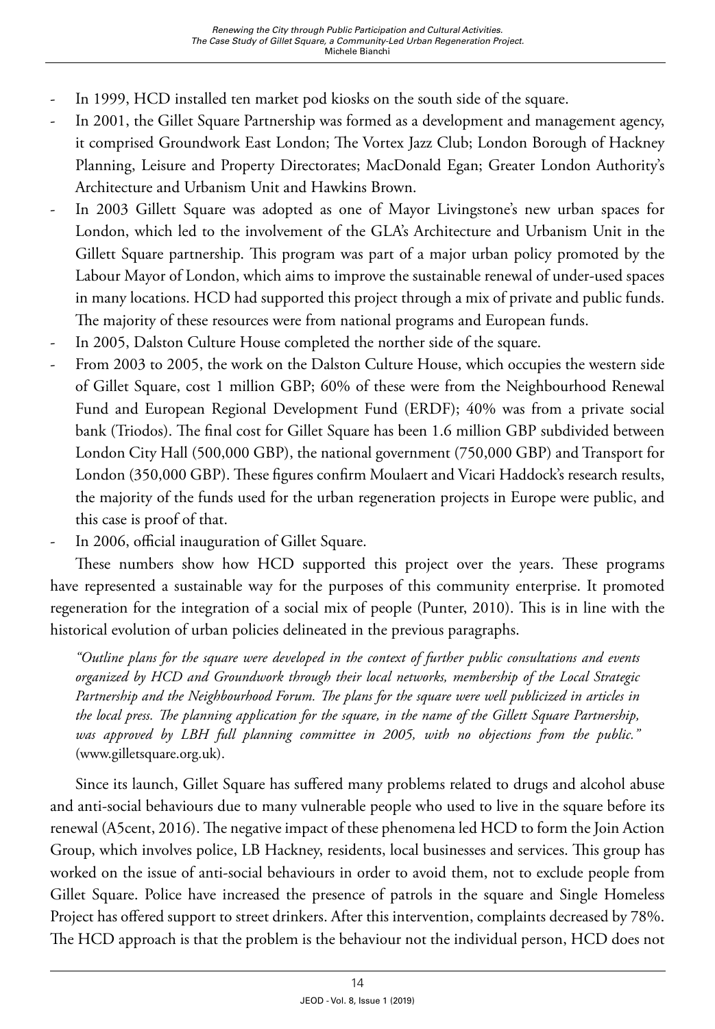- In 1999, HCD installed ten market pod kiosks on the south side of the square.
- In 2001, the Gillet Square Partnership was formed as a development and management agency, it comprised Groundwork East London; The Vortex Jazz Club; London Borough of Hackney Planning, Leisure and Property Directorates; MacDonald Egan; Greater London Authority's Architecture and Urbanism Unit and Hawkins Brown.
- In 2003 Gillett Square was adopted as one of Mayor Livingstone's new urban spaces for London, which led to the involvement of the GLA's Architecture and Urbanism Unit in the Gillett Square partnership. This program was part of a major urban policy promoted by the Labour Mayor of London, which aims to improve the sustainable renewal of under-used spaces in many locations. HCD had supported this project through a mix of private and public funds. The majority of these resources were from national programs and European funds.
- In 2005, Dalston Culture House completed the norther side of the square.
- From 2003 to 2005, the work on the Dalston Culture House, which occupies the western side of Gillet Square, cost 1 million GBP; 60% of these were from the Neighbourhood Renewal Fund and European Regional Development Fund (ERDF); 40% was from a private social bank (Triodos). The final cost for Gillet Square has been 1.6 million GBP subdivided between London City Hall (500,000 GBP), the national government (750,000 GBP) and Transport for London (350,000 GBP). These figures confirm Moulaert and Vicari Haddock's research results, the majority of the funds used for the urban regeneration projects in Europe were public, and this case is proof of that.
- In 2006, official inauguration of Gillet Square.

These numbers show how HCD supported this project over the years. These programs have represented a sustainable way for the purposes of this community enterprise. It promoted regeneration for the integration of a social mix of people (Punter, 2010). This is in line with the historical evolution of urban policies delineated in the previous paragraphs.

*"Outline plans for the square were developed in the context of further public consultations and events organized by HCD and Groundwork through their local networks, membership of the Local Strategic Partnership and the Neighbourhood Forum. The plans for the square were well publicized in articles in the local press. The planning application for the square, in the name of the Gillett Square Partnership, was approved by LBH full planning committee in 2005, with no objections from the public."* (www.gilletsquare.org.uk).

Since its launch, Gillet Square has suffered many problems related to drugs and alcohol abuse and anti-social behaviours due to many vulnerable people who used to live in the square before its renewal (A5cent, 2016). The negative impact of these phenomena led HCD to form the Join Action Group, which involves police, LB Hackney, residents, local businesses and services. This group has worked on the issue of anti-social behaviours in order to avoid them, not to exclude people from Gillet Square. Police have increased the presence of patrols in the square and Single Homeless Project has offered support to street drinkers. After this intervention, complaints decreased by 78%. The HCD approach is that the problem is the behaviour not the individual person, HCD does not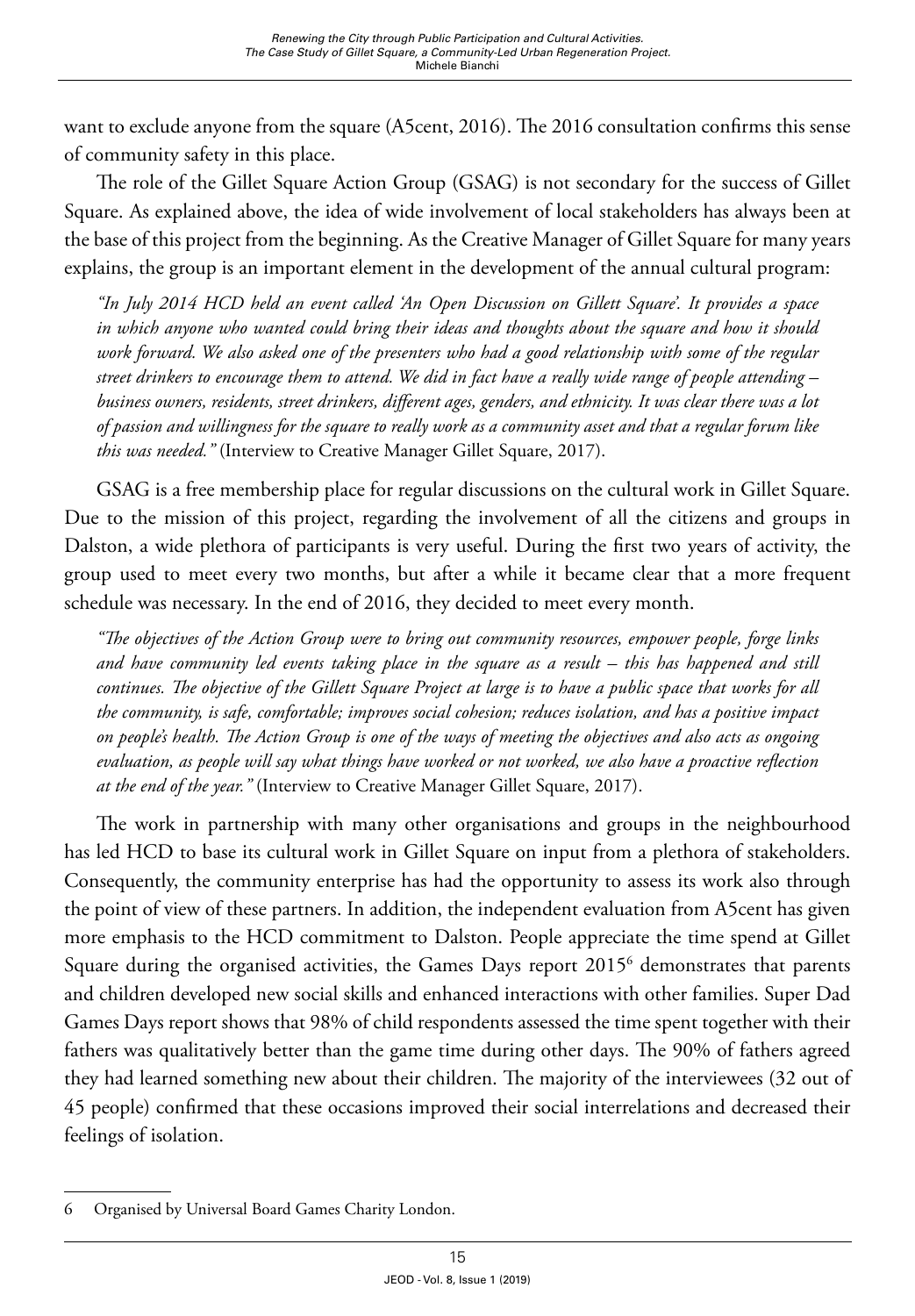want to exclude anyone from the square (A5cent, 2016). The 2016 consultation confirms this sense of community safety in this place.

The role of the Gillet Square Action Group (GSAG) is not secondary for the success of Gillet Square. As explained above, the idea of wide involvement of local stakeholders has always been at the base of this project from the beginning. As the Creative Manager of Gillet Square for many years explains, the group is an important element in the development of the annual cultural program:

> *"In July 2014 HCD held an event called 'An Open Discussion on Gillett Square'. It provides a space in which anyone who wanted could bring their ideas and thoughts about the square and how it should work forward. We also asked one of the presenters who had a good relationship with some of the regular street drinkers to encourage them to attend. We did in fact have a really wide range of people attending – business owners, residents, street drinkers, different ages, genders, and ethnicity. It was clear there was a lot of passion and willingness for the square to really work as a community asset and that a regular forum like this was needed."* (Interview to Creative Manager Gillet Square, 2017).

GSAG is a free membership place for regular discussions on the cultural work in Gillet Square. Due to the mission of this project, regarding the involvement of all the citizens and groups in Dalston, a wide plethora of participants is very useful. During the first two years of activity, the group used to meet every two months, but after a while it became clear that a more frequent schedule was necessary. In the end of 2016, they decided to meet every month.

> *"The objectives of the Action Group were to bring out community resources, empower people, forge links and have community led events taking place in the square as a result – this has happened and still continues. The objective of the Gillett Square Project at large is to have a public space that works for all the community, is safe, comfortable; improves social cohesion; reduces isolation, and has a positive impact on people's health. The Action Group is one of the ways of meeting the objectives and also acts as ongoing evaluation, as people will say what things have worked or not worked, we also have a proactive reflection at the end of the year."* (Interview to Creative Manager Gillet Square, 2017).

The work in partnership with many other organisations and groups in the neighbourhood has led HCD to base its cultural work in Gillet Square on input from a plethora of stakeholders. Consequently, the community enterprise has had the opportunity to assess its work also through the point of view of these partners. In addition, the independent evaluation from A5cent has given more emphasis to the HCD commitment to Dalston. People appreciate the time spend at Gillet Square during the organised activities, the Games Days report 2015[6] demonstrates that parents and children developed new social skills and enhanced interactions with other families. Super Dad Games Days report shows that 98% of child respondents assessed the time spent together with their fathers was qualitatively better than the game time during other days. The 90% of fathers agreed they had learned something new about their children. The majority of the interviewees (32 out of 45 people) confirmed that these occasions improved their social interrelations and decreased their feelings of isolation.

---

6 Organised by Universal Board Games Charity London.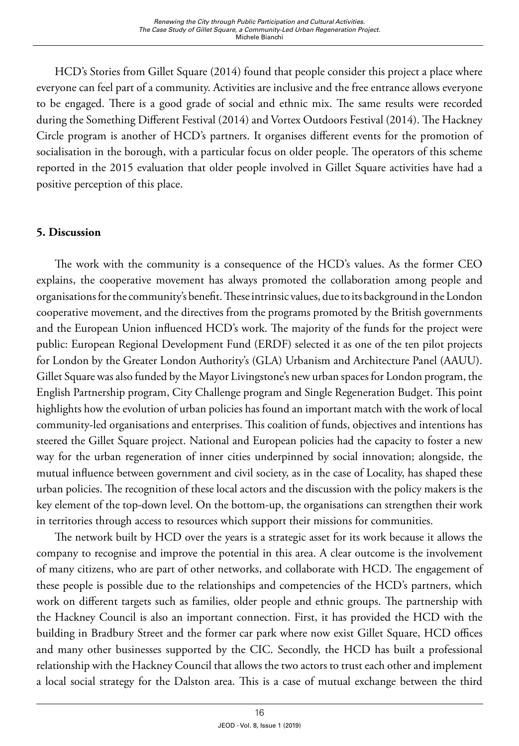HCD's Stories from Gillet Square (2014) found that people consider this project a place where everyone can feel part of a community. Activities are inclusive and the free entrance allows everyone to be engaged. There is a good grade of social and ethnic mix. The same results were recorded during the Something Different Festival (2014) and Vortex Outdoors Festival (2014). The Hackney Circle program is another of HCD's partners. It organises different events for the promotion of socialisation in the borough, with a particular focus on older people. The operators of this scheme reported in the 2015 evaluation that older people involved in Gillet Square activities have had a positive perception of this place.

## 5. Discussion

The work with the community is a consequence of the HCD's values. As the former CEO explains, the cooperative movement has always promoted the collaboration among people and organisations for the community's benefit. These intrinsic values, due to its background in the London cooperative movement, and the directives from the programs promoted by the British governments and the European Union influenced HCD's work. The majority of the funds for the project were public: European Regional Development Fund (ERDF) selected it as one of the ten pilot projects for London by the Greater London Authority's (GLA) Urbanism and Architecture Panel (AAUU). Gillet Square was also funded by the Mayor Livingstone's new urban spaces for London program, the English Partnership program, City Challenge program and Single Regeneration Budget. This point highlights how the evolution of urban policies has found an important match with the work of local community-led organisations and enterprises. This coalition of funds, objectives and intentions has steered the Gillet Square project. National and European policies had the capacity to foster a new way for the urban regeneration of inner cities underpinned by social innovation; alongside, the mutual influence between government and civil society, as in the case of Locality, has shaped these urban policies. The recognition of these local actors and the discussion with the policy makers is the key element of the top-down level. On the bottom-up, the organisations can strengthen their work in territories through access to resources which support their missions for communities.

The network built by HCD over the years is a strategic asset for its work because it allows the company to recognise and improve the potential in this area. A clear outcome is the involvement of many citizens, who are part of other networks, and collaborate with HCD. The engagement of these people is possible due to the relationships and competencies of the HCD's partners, which work on different targets such as families, older people and ethnic groups. The partnership with the Hackney Council is also an important connection. First, it has provided the HCD with the building in Bradbury Street and the former car park where now exist Gillet Square, HCD offices and many other businesses supported by the CIC. Secondly, the HCD has built a professional relationship with the Hackney Council that allows the two actors to trust each other and implement a local social strategy for the Dalston area. This is a case of mutual exchange between the third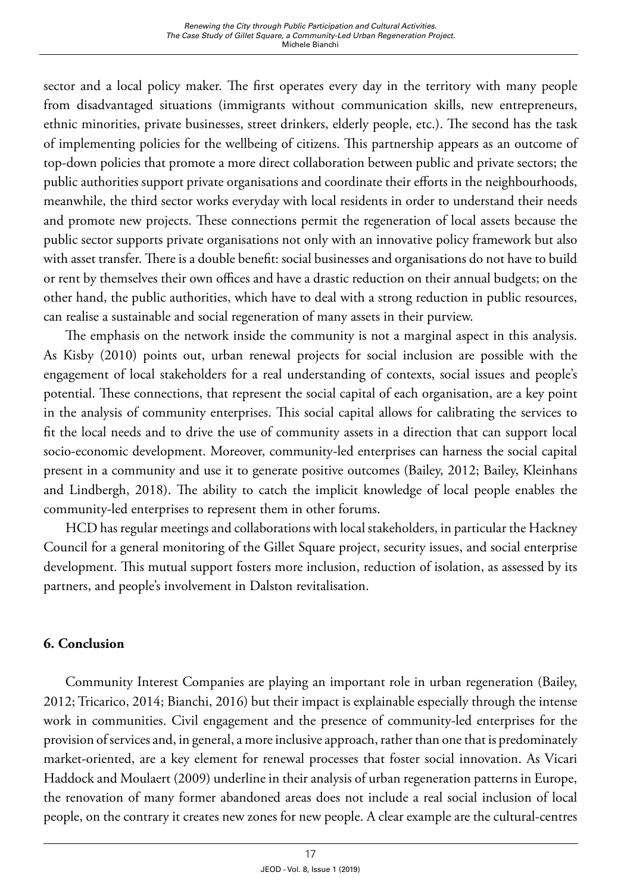sector and a local policy maker. The first operates every day in the territory with many people from disadvantaged situations (immigrants without communication skills, new entrepreneurs, ethnic minorities, private businesses, street drinkers, elderly people, etc.). The second has the task of implementing policies for the wellbeing of citizens. This partnership appears as an outcome of top-down policies that promote a more direct collaboration between public and private sectors; the public authorities support private organisations and coordinate their efforts in the neighbourhoods, meanwhile, the third sector works everyday with local residents in order to understand their needs and promote new projects. These connections permit the regeneration of local assets because the public sector supports private organisations not only with an innovative policy framework but also with asset transfer. There is a double benefit: social businesses and organisations do not have to build or rent by themselves their own offices and have a drastic reduction on their annual budgets; on the other hand, the public authorities, which have to deal with a strong reduction in public resources, can realise a sustainable and social regeneration of many assets in their purview.

The emphasis on the network inside the community is not a marginal aspect in this analysis. As Kisby (2010) points out, urban renewal projects for social inclusion are possible with the engagement of local stakeholders for a real understanding of contexts, social issues and people's potential. These connections, that represent the social capital of each organisation, are a key point in the analysis of community enterprises. This social capital allows for calibrating the services to fit the local needs and to drive the use of community assets in a direction that can support local socio-economic development. Moreover, community-led enterprises can harness the social capital present in a community and use it to generate positive outcomes (Bailey, 2012; Bailey, Kleinhans and Lindbergh, 2018). The ability to catch the implicit knowledge of local people enables the community-led enterprises to represent them in other forums.

HCD has regular meetings and collaborations with local stakeholders, in particular the Hackney Council for a general monitoring of the Gillet Square project, security issues, and social enterprise development. This mutual support fosters more inclusion, reduction of isolation, as assessed by its partners, and people's involvement in Dalston revitalisation.

## 6. Conclusion

Community Interest Companies are playing an important role in urban regeneration (Bailey, 2012; Tricarico, 2014; Bianchi, 2016) but their impact is explainable especially through the intense work in communities. Civil engagement and the presence of community-led enterprises for the provision of services and, in general, a more inclusive approach, rather than one that is predominately market-oriented, are a key element for renewal processes that foster social innovation. As Vicari Haddock and Moulaert (2009) underline in their analysis of urban regeneration patterns in Europe, the renovation of many former abandoned areas does not include a real social inclusion of local people, on the contrary it creates new zones for new people. A clear example are the cultural-centres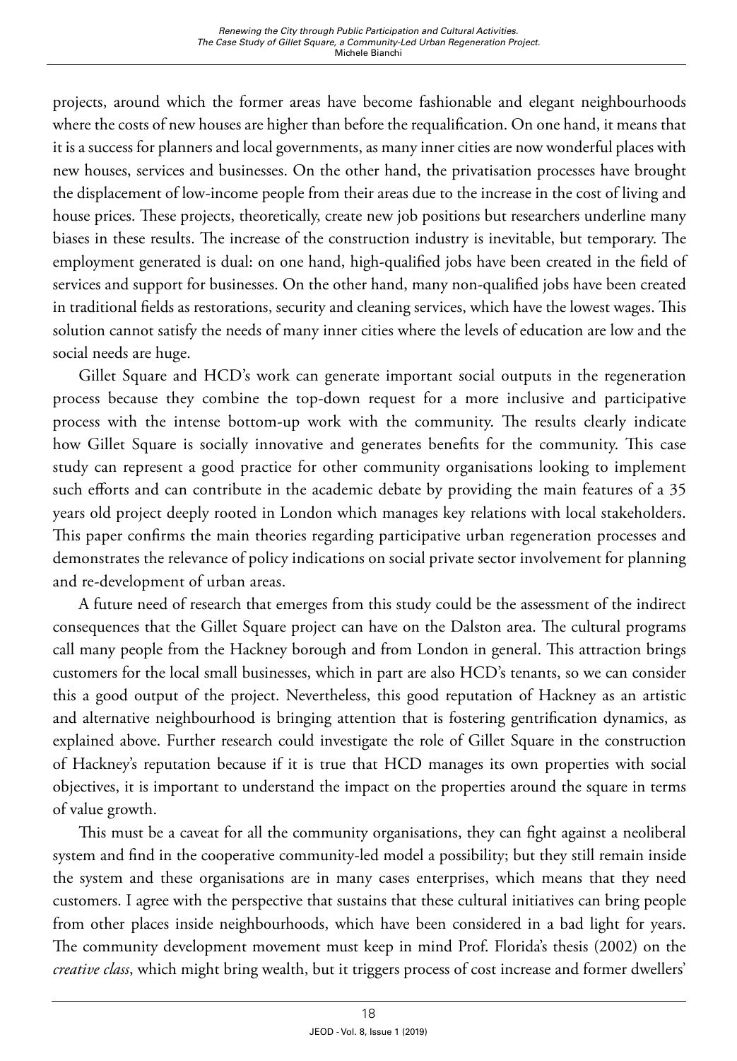projects, around which the former areas have become fashionable and elegant neighbourhoods where the costs of new houses are higher than before the requalification. On one hand, it means that it is a success for planners and local governments, as many inner cities are now wonderful places with new houses, services and businesses. On the other hand, the privatisation processes have brought the displacement of low-income people from their areas due to the increase in the cost of living and house prices. These projects, theoretically, create new job positions but researchers underline many biases in these results. The increase of the construction industry is inevitable, but temporary. The employment generated is dual: on one hand, high-qualified jobs have been created in the field of services and support for businesses. On the other hand, many non-qualified jobs have been created in traditional fields as restorations, security and cleaning services, which have the lowest wages. This solution cannot satisfy the needs of many inner cities where the levels of education are low and the social needs are huge.

Gillet Square and HCD's work can generate important social outputs in the regeneration process because they combine the top-down request for a more inclusive and participative process with the intense bottom-up work with the community. The results clearly indicate how Gillet Square is socially innovative and generates benefits for the community. This case study can represent a good practice for other community organisations looking to implement such efforts and can contribute in the academic debate by providing the main features of a 35 years old project deeply rooted in London which manages key relations with local stakeholders. This paper confirms the main theories regarding participative urban regeneration processes and demonstrates the relevance of policy indications on social private sector involvement for planning and re-development of urban areas.

A future need of research that emerges from this study could be the assessment of the indirect consequences that the Gillet Square project can have on the Dalston area. The cultural programs call many people from the Hackney borough and from London in general. This attraction brings customers for the local small businesses, which in part are also HCD's tenants, so we can consider this a good output of the project. Nevertheless, this good reputation of Hackney as an artistic and alternative neighbourhood is bringing attention that is fostering gentrification dynamics, as explained above. Further research could investigate the role of Gillet Square in the construction of Hackney's reputation because if it is true that HCD manages its own properties with social objectives, it is important to understand the impact on the properties around the square in terms of value growth.

This must be a caveat for all the community organisations, they can fight against a neoliberal system and find in the cooperative community-led model a possibility; but they still remain inside the system and these organisations are in many cases enterprises, which means that they need customers. I agree with the perspective that sustains that these cultural initiatives can bring people from other places inside neighbourhoods, which have been considered in a bad light for years. The community development movement must keep in mind Prof. Florida's thesis (2002) on the *creative class*, which might bring wealth, but it triggers process of cost increase and former dwellers'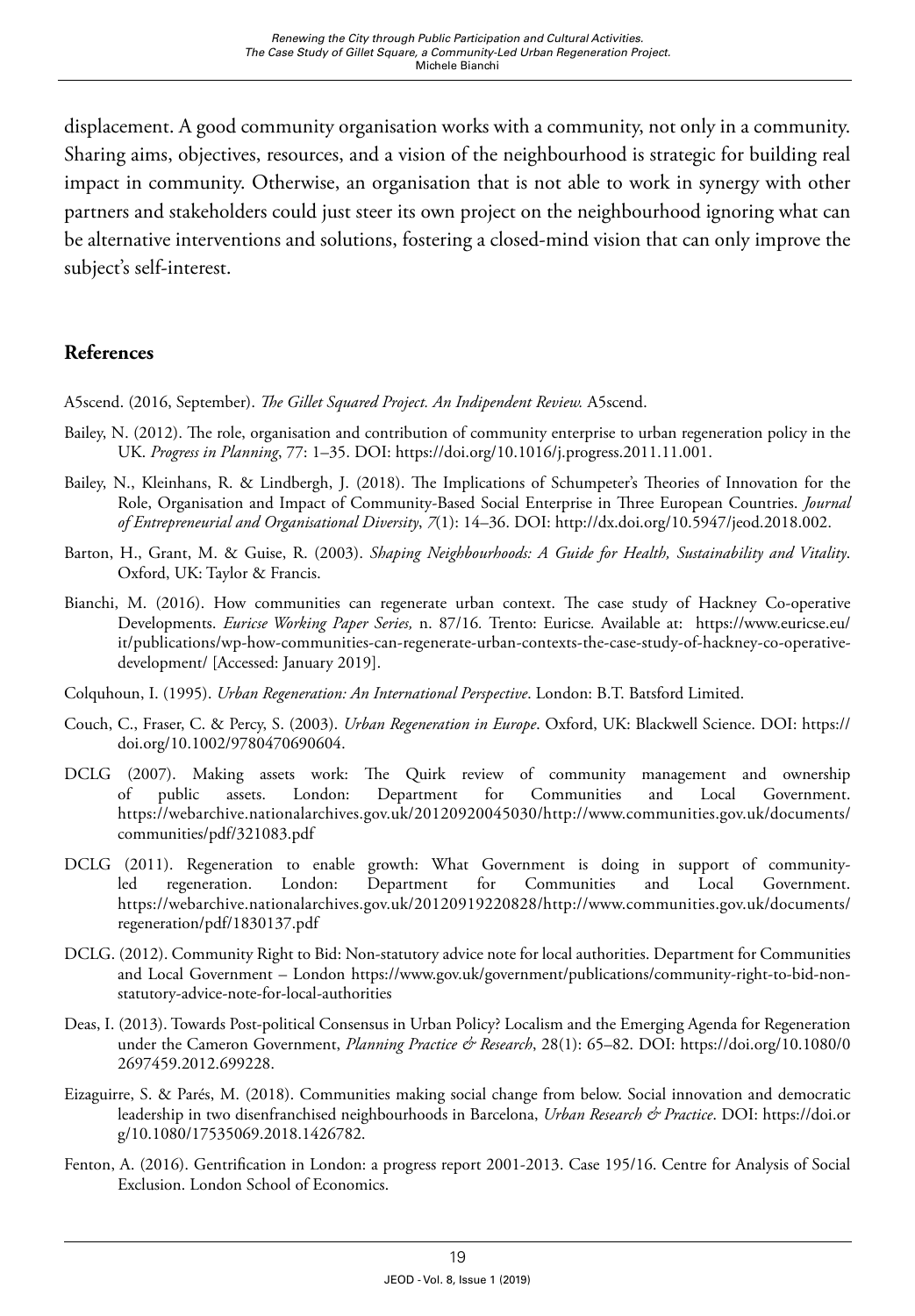displacement. A good community organisation works with a community, not only in a community. Sharing aims, objectives, resources, and a vision of the neighbourhood is strategic for building real impact in community. Otherwise, an organisation that is not able to work in synergy with other partners and stakeholders could just steer its own project on the neighbourhood ignoring what can be alternative interventions and solutions, fostering a closed-mind vision that can only improve the subject's self-interest.

## References

A5scend. (2016, September). *The Gillet Squared Project. An Indipendent Review.* A5scend.

Bailey, N. (2012). The role, organisation and contribution of community enterprise to urban regeneration policy in the UK. *Progress in Planning*, 77: 1–35. DOI: https://doi.org/10.1016/j.progress.2011.11.001.

Bailey, N., Kleinhans, R. & Lindbergh, J. (2018). The Implications of Schumpeter's Theories of Innovation for the Role, Organisation and Impact of Community-Based Social Enterprise in Three European Countries. *Journal of Entrepreneurial and Organisational Diversity*, *7*(1): 14–36. DOI: http://dx.doi.org/10.5947/jeod.2018.002.

Barton, H., Grant, M. & Guise, R. (2003). *Shaping Neighbourhoods: A Guide for Health, Sustainability and Vitality*. Oxford, UK: Taylor & Francis.

Bianchi, M. (2016). How communities can regenerate urban context. The case study of Hackney Co-operative Developments. *Euricse Working Paper Series,* n. 87/16*.* Trento: Euricse. Available at: https://www.euricse.eu/it/publications/wp-how-communities-can-regenerate-urban-contexts-the-case-study-of-hackney-co-operative-development/ [Accessed: January 2019].

Colquhoun, I. (1995). *Urban Regeneration: An International Perspective*. London: B.T. Batsford Limited.

Couch, C., Fraser, C. & Percy, S. (2003). *Urban Regeneration in Europe*. Oxford, UK: Blackwell Science. DOI: https://doi.org/10.1002/9780470690604.

DCLG (2007). Making assets work: The Quirk review of community management and ownership of public assets. London: Department for Communities and Local Government. https://webarchive.nationalarchives.gov.uk/20120920045030/http://www.communities.gov.uk/documents/communities/pdf/321083.pdf

DCLG (2011). Regeneration to enable growth: What Government is doing in support of community-led regeneration. London: Department for Communities and Local Government. https://webarchive.nationalarchives.gov.uk/20120919220828/http://www.communities.gov.uk/documents/regeneration/pdf/1830137.pdf

DCLG. (2012). Community Right to Bid: Non-statutory advice note for local authorities. Department for Communities and Local Government – London https://www.gov.uk/government/publications/community-right-to-bid-non-statutory-advice-note-for-local-authorities

Deas, I. (2013). Towards Post-political Consensus in Urban Policy? Localism and the Emerging Agenda for Regeneration under the Cameron Government, *Planning Practice & Research*, 28(1): 65–82. DOI: https://doi.org/10.1080/02697459.2012.699228.

Eizaguirre, S. & Parés, M. (2018). Communities making social change from below. Social innovation and democratic leadership in two disenfranchised neighbourhoods in Barcelona, *Urban Research & Practice*. DOI: https://doi.org/10.1080/17535069.2018.1426782.

Fenton, A. (2016). Gentrification in London: a progress report 2001-2013. Case 195/16. Centre for Analysis of Social Exclusion. London School of Economics.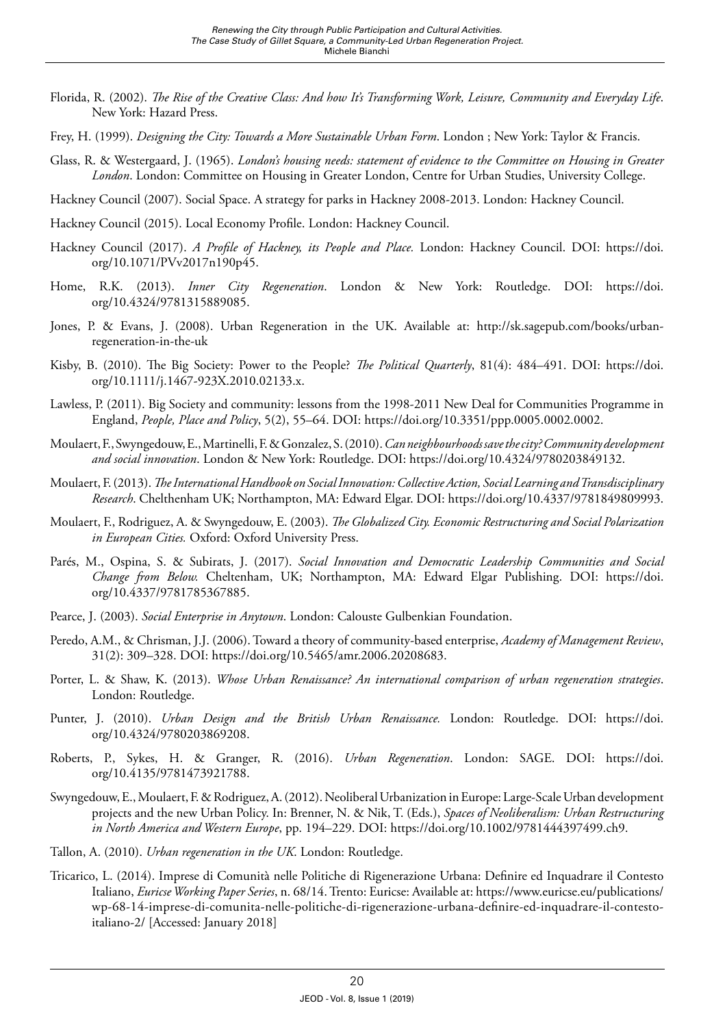Florida, R. (2002). *The Rise of the Creative Class: And how It's Transforming Work, Leisure, Community and Everyday Life*. New York: Hazard Press.

Frey, H. (1999). *Designing the City: Towards a More Sustainable Urban Form*. London ; New York: Taylor & Francis.

Glass, R. & Westergaard, J. (1965). *London's housing needs: statement of evidence to the Committee on Housing in Greater London*. London: Committee on Housing in Greater London, Centre for Urban Studies, University College.

Hackney Council (2007). Social Space. A strategy for parks in Hackney 2008-2013. London: Hackney Council.

Hackney Council (2015). Local Economy Profile. London: Hackney Council.

Hackney Council (2017). *A Profile of Hackney, its People and Place.* London: Hackney Council. DOI: https://doi.org/10.1071/PVv2017n190p45.

Home, R.K. (2013). *Inner City Regeneration*. London & New York: Routledge. DOI: https://doi.org/10.4324/9781315889085.

Jones, P. & Evans, J. (2008). Urban Regeneration in the UK. Available at: http://sk.sagepub.com/books/urban-regeneration-in-the-uk

Kisby, B. (2010). The Big Society: Power to the People? *The Political Quarterly*, 81(4): 484–491. DOI: https://doi.org/10.1111/j.1467-923X.2010.02133.x.

Lawless, P. (2011). Big Society and community: lessons from the 1998-2011 New Deal for Communities Programme in England, *People, Place and Policy*, 5(2), 55–64. DOI: https://doi.org/10.3351/ppp.0005.0002.0002.

Moulaert, F., Swyngedouw, E., Martinelli, F. & Gonzalez, S. (2010). *Can neighbourhoods save the city? Community development and social innovation*. London & New York: Routledge. DOI: https://doi.org/10.4324/9780203849132.

Moulaert, F. (2013). *The International Handbook on Social Innovation: Collective Action, Social Learning and Transdisciplinary Research*. Chelthenham UK; Northampton, MA: Edward Elgar. DOI: https://doi.org/10.4337/9781849809993.

Moulaert, F., Rodriguez, A. & Swyngedouw, E. (2003). *The Globalized City. Economic Restructuring and Social Polarization in European Cities.* Oxford: Oxford University Press.

Parés, M., Ospina, S. & Subirats, J. (2017). *Social Innovation and Democratic Leadership Communities and Social Change from Below.* Cheltenham, UK; Northampton, MA: Edward Elgar Publishing. DOI: https://doi.org/10.4337/9781785367885.

Pearce, J. (2003). *Social Enterprise in Anytown*. London: Calouste Gulbenkian Foundation.

Peredo, A.M., & Chrisman, J.J. (2006). Toward a theory of community-based enterprise, *Academy of Management Review*, 31(2): 309–328. DOI: https://doi.org/10.5465/amr.2006.20208683.

Porter, L. & Shaw, K. (2013). *Whose Urban Renaissance? An international comparison of urban regeneration strategies*. London: Routledge.

Punter, J. (2010). *Urban Design and the British Urban Renaissance.* London: Routledge. DOI: https://doi.org/10.4324/9780203869208.

Roberts, P., Sykes, H. & Granger, R. (2016). *Urban Regeneration*. London: SAGE. DOI: https://doi.org/10.4135/9781473921788.

Swyngedouw, E., Moulaert, F. & Rodriguez, A. (2012). Neoliberal Urbanization in Europe: Large-Scale Urban development projects and the new Urban Policy. In: Brenner, N. & Nik, T. (Eds.), *Spaces of Neoliberalism: Urban Restructuring in North America and Western Europe*, pp. 194–229. DOI: https://doi.org/10.1002/9781444397499.ch9.

Tallon, A. (2010). *Urban regeneration in the UK*. London: Routledge.

Tricarico, L. (2014). Imprese di Comunità nelle Politiche di Rigenerazione Urbana: Definire ed Inquadrare il Contesto Italiano, *Euricse Working Paper Series*, n. 68/14. Trento: Euricse: Available at: https://www.euricse.eu/publications/wp-68-14-imprese-di-comunita-nelle-politiche-di-rigenerazione-urbana-definire-ed-inquadrare-il-contesto-italiano-2/ [Accessed: January 2018]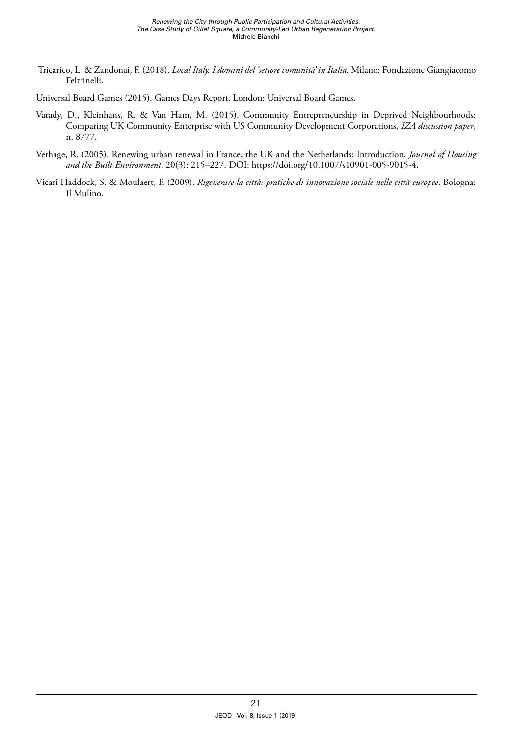Tricarico, L. & Zandonai, F. (2018). *Local Italy. I domini del 'settore comunità' in Italia.* Milano: Fondazione Giangiacomo Feltrinelli.

Universal Board Games (2015). Games Days Report. London: Universal Board Games.

Varady, D., Kleinhans, R. & Van Ham, M. (2015). Community Entrepreneurship in Deprived Neighbourhoods: Comparing UK Community Enterprise with US Community Development Corporations, *IZA discussion paper*, n. 8777.

Verhage, R. (2005). Renewing urban renewal in France, the UK and the Netherlands: Introduction, *Journal of Housing and the Built Environment*, 20(3): 215–227. DOI: https://doi.org/10.1007/s10901-005-9015-4.

Vicari Haddock, S. & Moulaert, F. (2009). *Rigenerare la città: pratiche di innovazione sociale nelle città europee*. Bologna: Il Mulino.